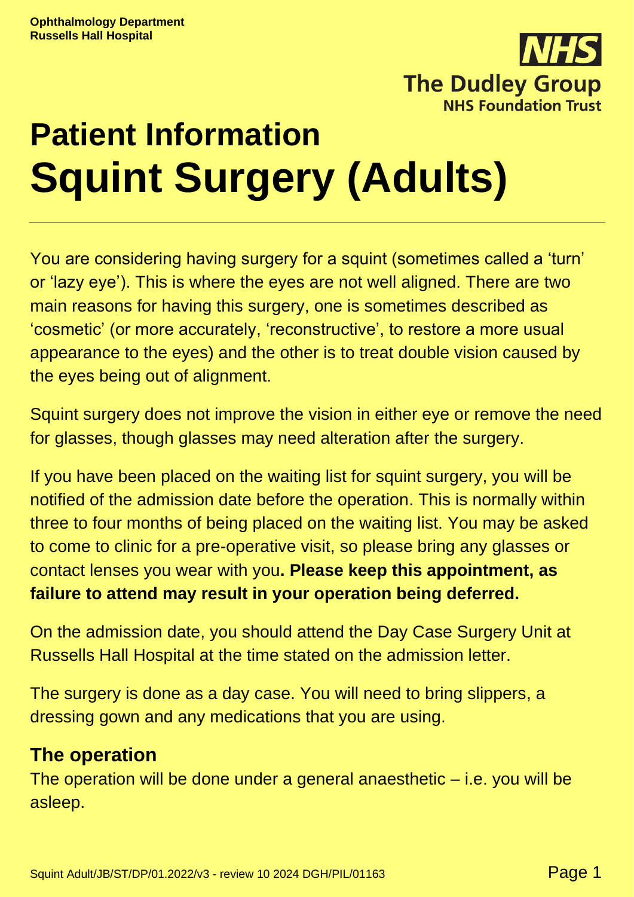Ophthalmology Department
Russells Hall Hospital

The Dudley Group
NHS Foundation Trust

# Patient Information
# Squint Surgery (Adults)

You are considering having surgery for a squint (sometimes called a 'turn' or 'lazy eye'). This is where the eyes are not well aligned. There are two main reasons for having this surgery, one is sometimes described as 'cosmetic' (or more accurately, 'reconstructive', to restore a more usual appearance to the eyes) and the other is to treat double vision caused by the eyes being out of alignment.

Squint surgery does not improve the vision in either eye or remove the need for glasses, though glasses may need alteration after the surgery.

If you have been placed on the waiting list for squint surgery, you will be notified of the admission date before the operation. This is normally within three to four months of being placed on the waiting list. You may be asked to come to clinic for a pre-operative visit, so please bring any glasses or contact lenses you wear with you**. Please keep this appointment, as failure to attend may result in your operation being deferred.**

On the admission date, you should attend the Day Case Surgery Unit at Russells Hall Hospital at the time stated on the admission letter.

The surgery is done as a day case. You will need to bring slippers, a dressing gown and any medications that you are using.

## The operation

The operation will be done under a general anaesthetic – i.e. you will be asleep.

Squint Adult/JB/ST/DP/01.2022/v3 - review 10 2024 DGH/PIL/01163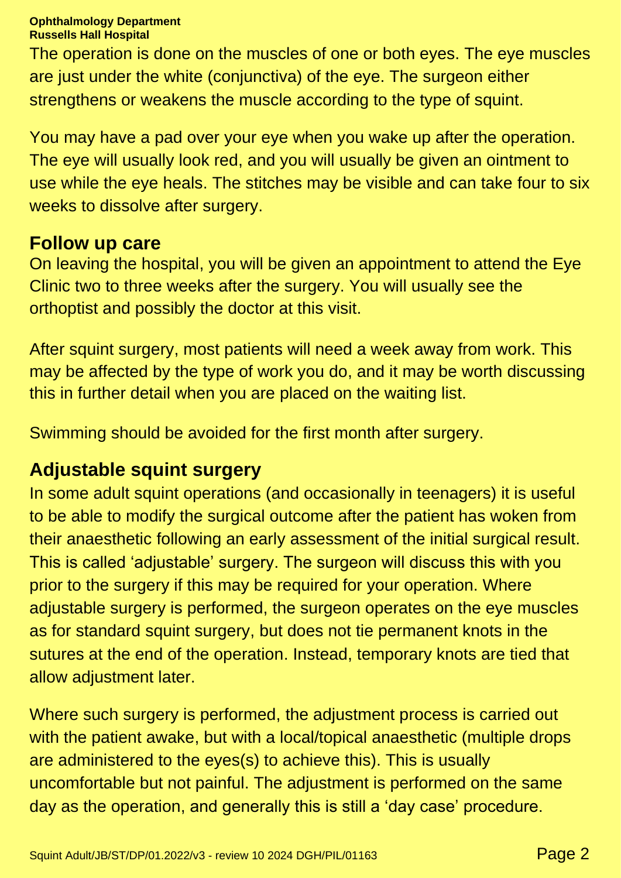The operation is done on the muscles of one or both eyes. The eye muscles are just under the white (conjunctiva) of the eye. The surgeon either strengthens or weakens the muscle according to the type of squint.

You may have a pad over your eye when you wake up after the operation. The eye will usually look red, and you will usually be given an ointment to use while the eye heals. The stitches may be visible and can take four to six weeks to dissolve after surgery.

## Follow up care

On leaving the hospital, you will be given an appointment to attend the Eye Clinic two to three weeks after the surgery. You will usually see the orthoptist and possibly the doctor at this visit.

After squint surgery, most patients will need a week away from work. This may be affected by the type of work you do, and it may be worth discussing this in further detail when you are placed on the waiting list.

Swimming should be avoided for the first month after surgery.

## Adjustable squint surgery

In some adult squint operations (and occasionally in teenagers) it is useful to be able to modify the surgical outcome after the patient has woken from their anaesthetic following an early assessment of the initial surgical result. This is called 'adjustable' surgery. The surgeon will discuss this with you prior to the surgery if this may be required for your operation. Where adjustable surgery is performed, the surgeon operates on the eye muscles as for standard squint surgery, but does not tie permanent knots in the sutures at the end of the operation. Instead, temporary knots are tied that allow adjustment later.

Where such surgery is performed, the adjustment process is carried out with the patient awake, but with a local/topical anaesthetic (multiple drops are administered to the eyes(s) to achieve this). This is usually uncomfortable but not painful. The adjustment is performed on the same day as the operation, and generally this is still a 'day case' procedure.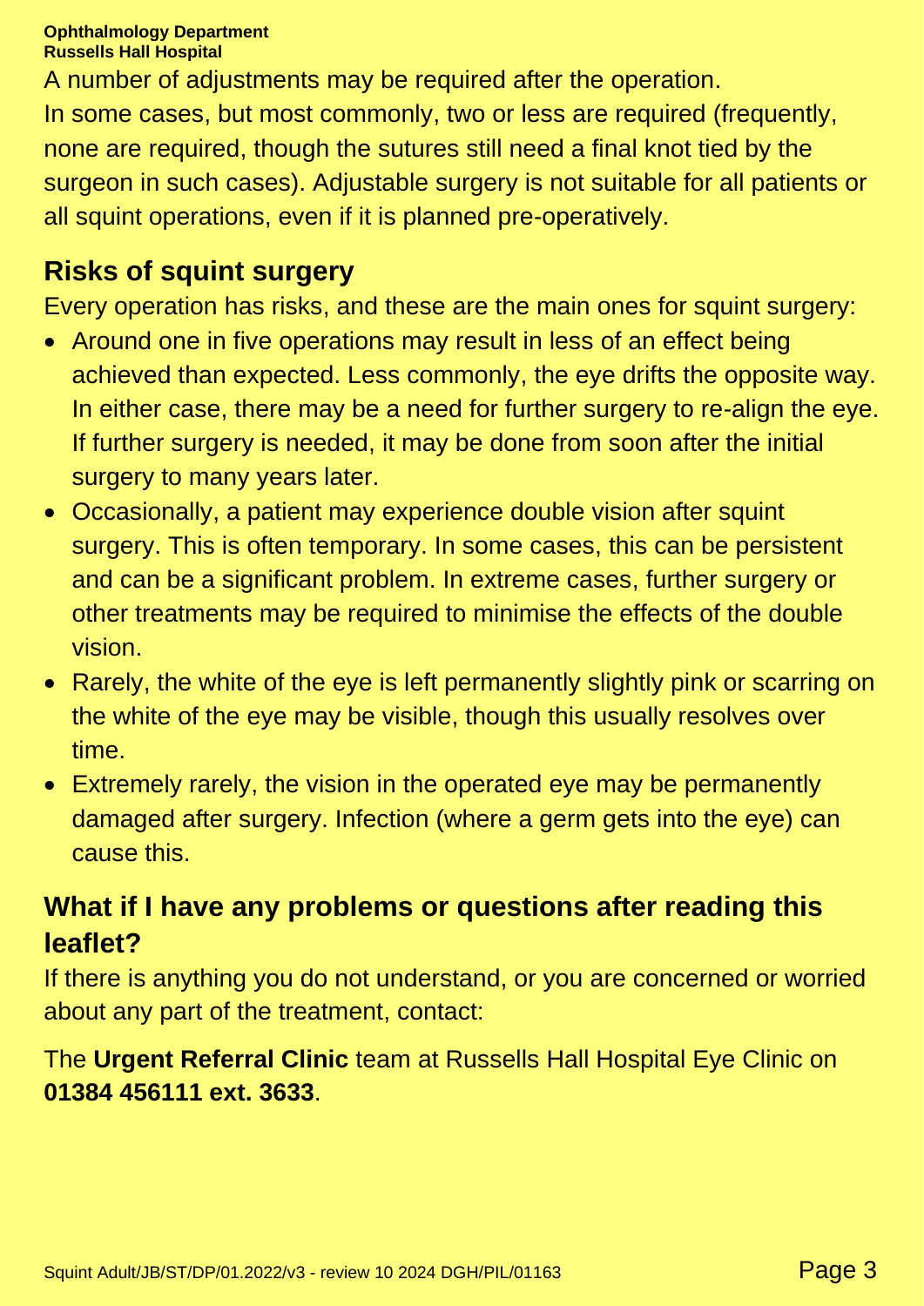A number of adjustments may be required after the operation.
In some cases, but most commonly, two or less are required (frequently, none are required, though the sutures still need a final knot tied by the surgeon in such cases). Adjustable surgery is not suitable for all patients or all squint operations, even if it is planned pre-operatively.

## Risks of squint surgery

Every operation has risks, and these are the main ones for squint surgery:

- Around one in five operations may result in less of an effect being achieved than expected. Less commonly, the eye drifts the opposite way. In either case, there may be a need for further surgery to re-align the eye. If further surgery is needed, it may be done from soon after the initial surgery to many years later.
- Occasionally, a patient may experience double vision after squint surgery. This is often temporary. In some cases, this can be persistent and can be a significant problem. In extreme cases, further surgery or other treatments may be required to minimise the effects of the double vision.
- Rarely, the white of the eye is left permanently slightly pink or scarring on the white of the eye may be visible, though this usually resolves over time.
- Extremely rarely, the vision in the operated eye may be permanently damaged after surgery. Infection (where a germ gets into the eye) can cause this.

## What if I have any problems or questions after reading this leaflet?

If there is anything you do not understand, or you are concerned or worried about any part of the treatment, contact:

The **Urgent Referral Clinic** team at Russells Hall Hospital Eye Clinic on **01384 456111 ext. 3633**.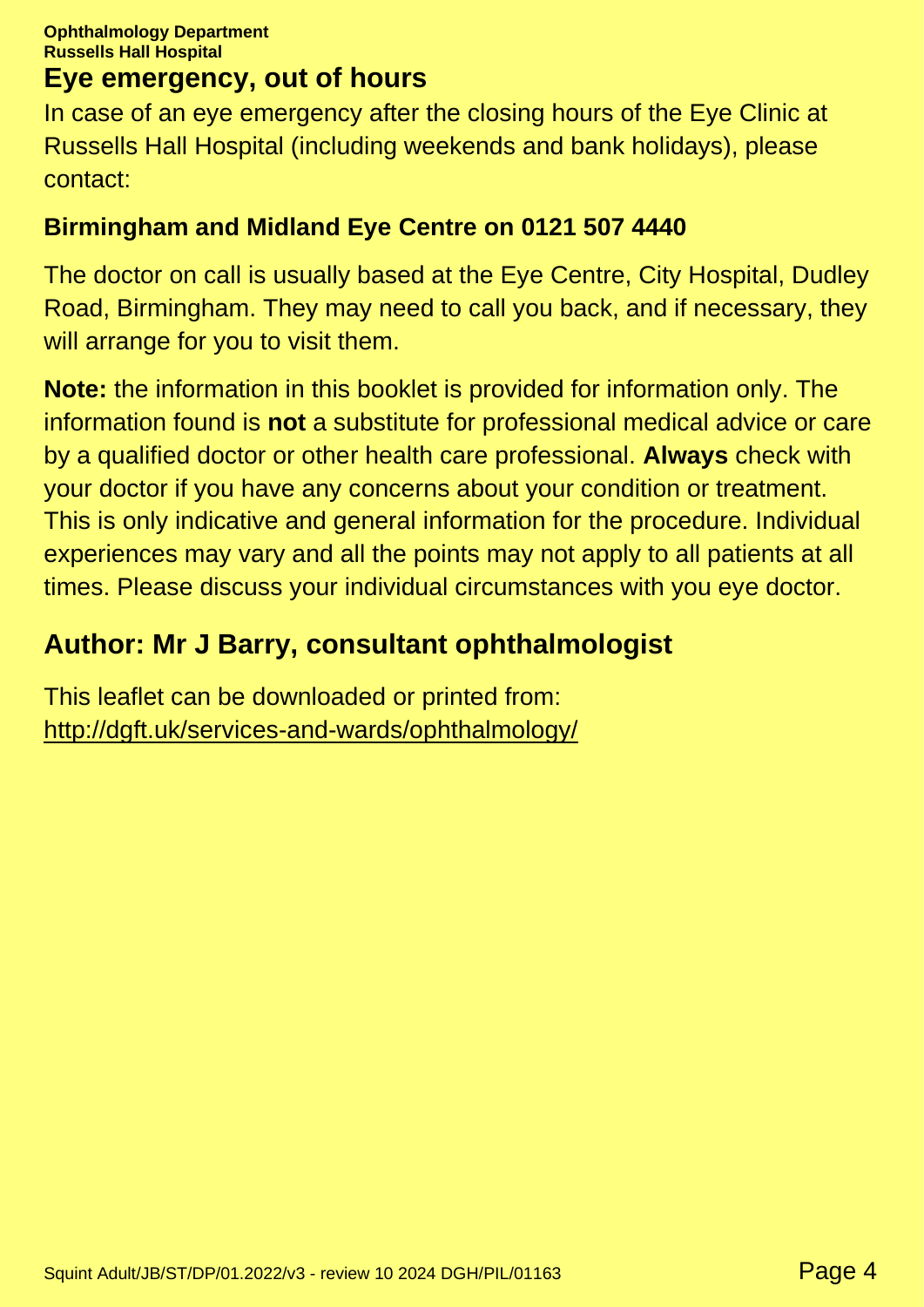## Eye emergency, out of hours

In case of an eye emergency after the closing hours of the Eye Clinic at Russells Hall Hospital (including weekends and bank holidays), please contact:

**Birmingham and Midland Eye Centre on 0121 507 4440**

The doctor on call is usually based at the Eye Centre, City Hospital, Dudley Road, Birmingham. They may need to call you back, and if necessary, they will arrange for you to visit them.

**Note:** the information in this booklet is provided for information only. The information found is **not** a substitute for professional medical advice or care by a qualified doctor or other health care professional. **Always** check with your doctor if you have any concerns about your condition or treatment. This is only indicative and general information for the procedure. Individual experiences may vary and all the points may not apply to all patients at all times. Please discuss your individual circumstances with you eye doctor.

## Author: Mr J Barry, consultant ophthalmologist

This leaflet can be downloaded or printed from:
http://dgft.uk/services-and-wards/ophthalmology/

Squint Adult/JB/ST/DP/01.2022/v3 - review 10 2024 DGH/PIL/01163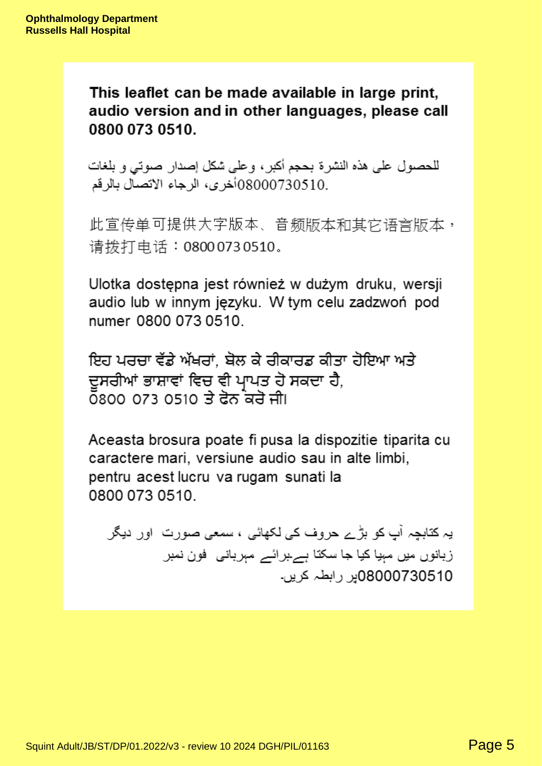**This leaflet can be made available in large print, audio version and in other languages, please call 0800 073 0510.**

للحصول على هذه النشرة بحجم أكبر، وعلى شكل إصدار صوتي و بلغات أخرى، الرجاء الاتصال بالرقم 08000730510.

此宣传单可提供大字版本、音频版本和其它语言版本，请拨打电话：0800 073 0510。

Ulotka dostępna jest również w dużym druku, wersji audio lub w innym języku. W tym celu zadzwoń pod numer 0800 073 0510.

ਇਹ ਪਰਚਾ ਵੱਡੇ ਅੱਖਰਾਂ, ਬੋਲ ਕੇ ਰੀਕਾਰਡ ਕੀਤਾ ਹੋਇਆ ਅਤੇ ਦੂਸਰੀਆਂ ਭਾਸ਼ਾਵਾਂ ਵਿਚ ਵੀ ਪ੍ਰਾਪਤ ਹੋ ਸਕਦਾ ਹੈ, 0800 073 0510 ਤੇ ਫੋਨ ਕਰੋ ਜੀ।

Aceasta brosura poate fi pusa la dispozitie tiparita cu caractere mari, versiune audio sau in alte limbi, pentru acest lucru va rugam sunati la 0800 073 0510.

یہ کتابچہ آپ کو بڑے حروف کی لکھائی ، سمعی صورت اور دیگر زبانوں میں مہیا کیا جا سکتا ہے۔برائے مہربانی فون نمبر 08000730510پر رابطہ کریں۔